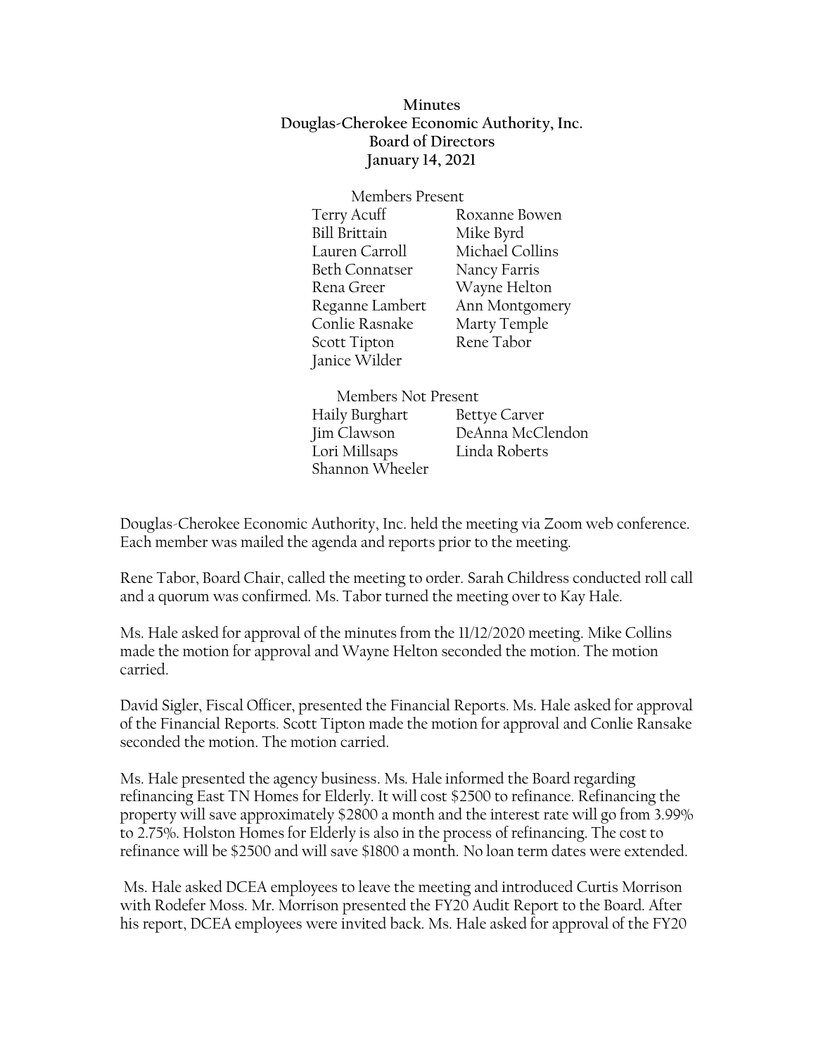**Minutes**
**Douglas-Cherokee Economic Authority, Inc.**
**Board of Directors**
**January 14, 2021**

Members Present

| | |
|---|---|
| Terry Acuff | Roxanne Bowen |
| Bill Brittain | Mike Byrd |
| Lauren Carroll | Michael Collins |
| Beth Connatser | Nancy Farris |
| Rena Greer | Wayne Helton |
| Reganne Lambert | Ann Montgomery |
| Conlie Rasnake | Marty Temple |
| Scott Tipton | Rene Tabor |
| Janice Wilder | |

Members Not Present

| | |
|---|---|
| Haily Burghart | Bettye Carver |
| Jim Clawson | DeAnna McClendon |
| Lori Millsaps | Linda Roberts |
| Shannon Wheeler | |

Douglas-Cherokee Economic Authority, Inc. held the meeting via Zoom web conference. Each member was mailed the agenda and reports prior to the meeting.

Rene Tabor, Board Chair, called the meeting to order. Sarah Childress conducted roll call and a quorum was confirmed. Ms. Tabor turned the meeting over to Kay Hale.

Ms. Hale asked for approval of the minutes from the 11/12/2020 meeting. Mike Collins made the motion for approval and Wayne Helton seconded the motion. The motion carried.

David Sigler, Fiscal Officer, presented the Financial Reports. Ms. Hale asked for approval of the Financial Reports. Scott Tipton made the motion for approval and Conlie Ransake seconded the motion. The motion carried.

Ms. Hale presented the agency business. Ms. Hale informed the Board regarding refinancing East TN Homes for Elderly. It will cost $2500 to refinance. Refinancing the property will save approximately $2800 a month and the interest rate will go from 3.99% to 2.75%. Holston Homes for Elderly is also in the process of refinancing. The cost to refinance will be $2500 and will save $1800 a month. No loan term dates were extended.

Ms. Hale asked DCEA employees to leave the meeting and introduced Curtis Morrison with Rodefer Moss. Mr. Morrison presented the FY20 Audit Report to the Board. After his report, DCEA employees were invited back. Ms. Hale asked for approval of the FY20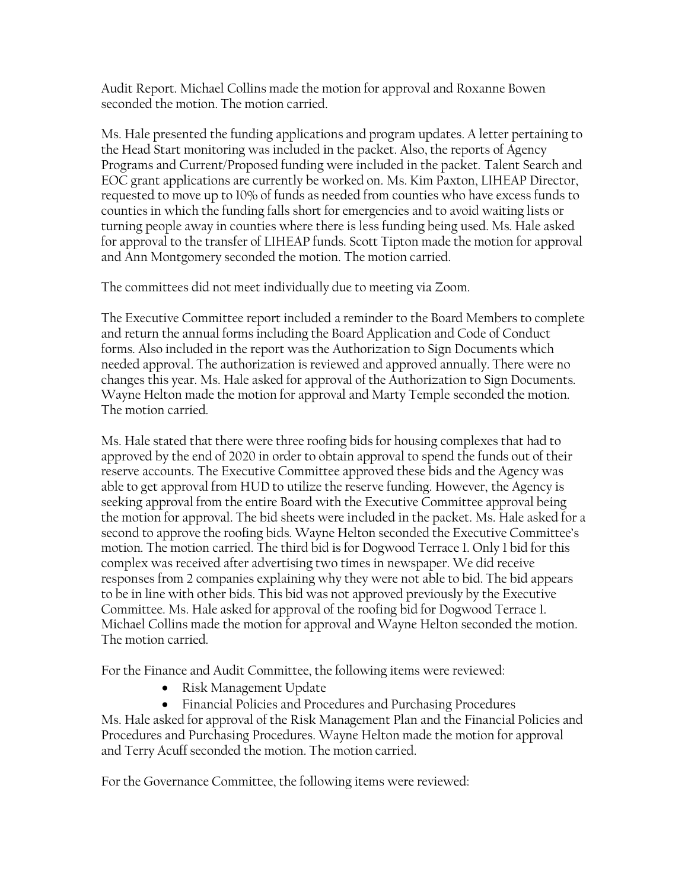Audit Report. Michael Collins made the motion for approval and Roxanne Bowen seconded the motion. The motion carried.

Ms. Hale presented the funding applications and program updates. A letter pertaining to the Head Start monitoring was included in the packet. Also, the reports of Agency Programs and Current/Proposed funding were included in the packet. Talent Search and EOC grant applications are currently be worked on. Ms. Kim Paxton, LIHEAP Director, requested to move up to 10% of funds as needed from counties who have excess funds to counties in which the funding falls short for emergencies and to avoid waiting lists or turning people away in counties where there is less funding being used. Ms. Hale asked for approval to the transfer of LIHEAP funds. Scott Tipton made the motion for approval and Ann Montgomery seconded the motion. The motion carried.

The committees did not meet individually due to meeting via Zoom.

The Executive Committee report included a reminder to the Board Members to complete and return the annual forms including the Board Application and Code of Conduct forms. Also included in the report was the Authorization to Sign Documents which needed approval. The authorization is reviewed and approved annually. There were no changes this year. Ms. Hale asked for approval of the Authorization to Sign Documents. Wayne Helton made the motion for approval and Marty Temple seconded the motion. The motion carried.

Ms. Hale stated that there were three roofing bids for housing complexes that had to approved by the end of 2020 in order to obtain approval to spend the funds out of their reserve accounts. The Executive Committee approved these bids and the Agency was able to get approval from HUD to utilize the reserve funding. However, the Agency is seeking approval from the entire Board with the Executive Committee approval being the motion for approval. The bid sheets were included in the packet. Ms. Hale asked for a second to approve the roofing bids. Wayne Helton seconded the Executive Committee's motion. The motion carried. The third bid is for Dogwood Terrace 1. Only 1 bid for this complex was received after advertising two times in newspaper. We did receive responses from 2 companies explaining why they were not able to bid. The bid appears to be in line with other bids. This bid was not approved previously by the Executive Committee. Ms. Hale asked for approval of the roofing bid for Dogwood Terrace 1. Michael Collins made the motion for approval and Wayne Helton seconded the motion. The motion carried.

For the Finance and Audit Committee, the following items were reviewed:

- Risk Management Update
- Financial Policies and Procedures and Purchasing Procedures

Ms. Hale asked for approval of the Risk Management Plan and the Financial Policies and Procedures and Purchasing Procedures. Wayne Helton made the motion for approval and Terry Acuff seconded the motion. The motion carried.

For the Governance Committee, the following items were reviewed: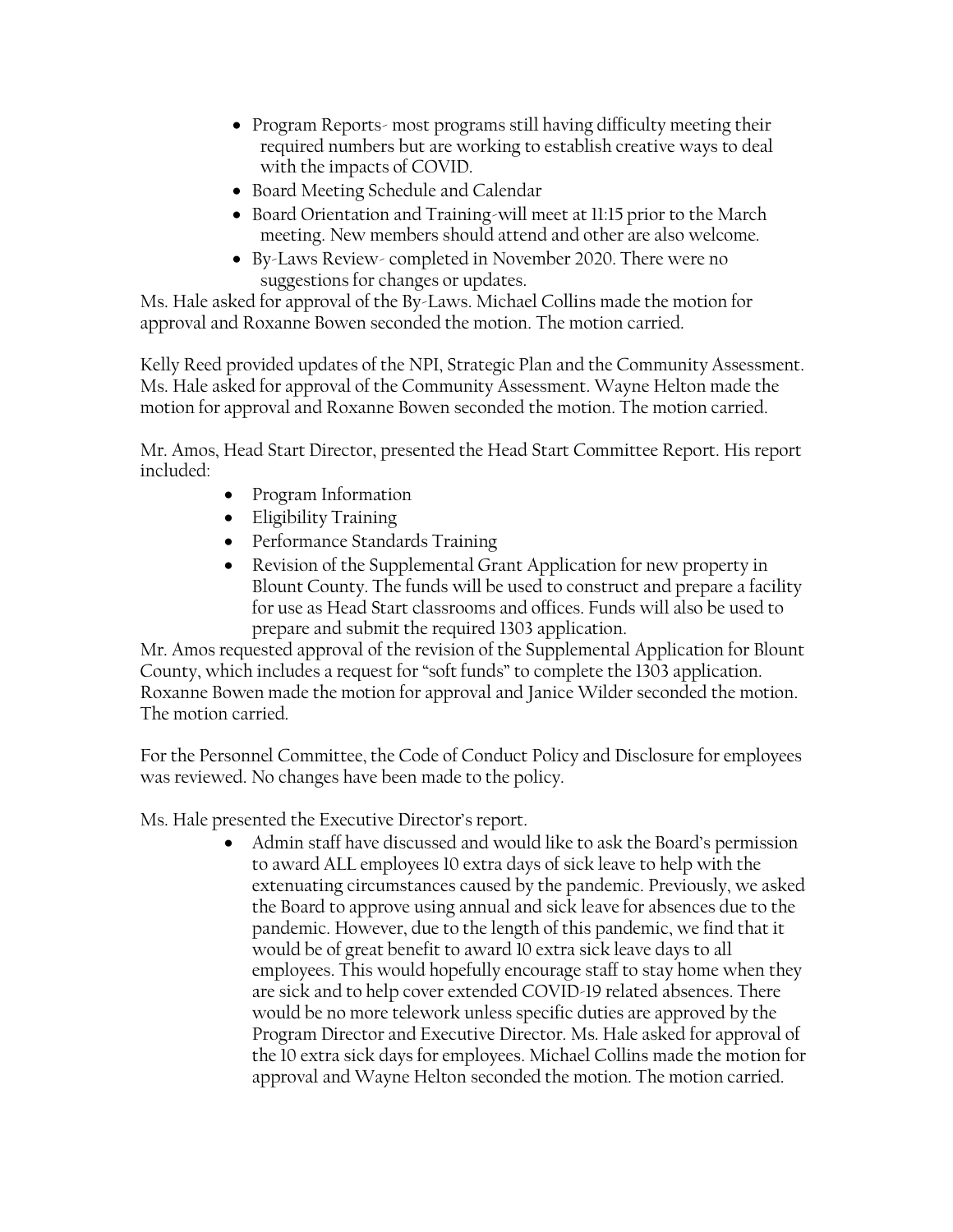- Program Reports- most programs still having difficulty meeting their required numbers but are working to establish creative ways to deal with the impacts of COVID.
- Board Meeting Schedule and Calendar
- Board Orientation and Training-will meet at 11:15 prior to the March meeting. New members should attend and other are also welcome.
- By-Laws Review- completed in November 2020. There were no suggestions for changes or updates.

Ms. Hale asked for approval of the By-Laws. Michael Collins made the motion for approval and Roxanne Bowen seconded the motion. The motion carried.

Kelly Reed provided updates of the NPI, Strategic Plan and the Community Assessment. Ms. Hale asked for approval of the Community Assessment. Wayne Helton made the motion for approval and Roxanne Bowen seconded the motion. The motion carried.

Mr. Amos, Head Start Director, presented the Head Start Committee Report. His report included:

- Program Information
- Eligibility Training
- Performance Standards Training
- Revision of the Supplemental Grant Application for new property in Blount County. The funds will be used to construct and prepare a facility for use as Head Start classrooms and offices. Funds will also be used to prepare and submit the required 1303 application.

Mr. Amos requested approval of the revision of the Supplemental Application for Blount County, which includes a request for "soft funds" to complete the 1303 application. Roxanne Bowen made the motion for approval and Janice Wilder seconded the motion. The motion carried.

For the Personnel Committee, the Code of Conduct Policy and Disclosure for employees was reviewed. No changes have been made to the policy.

Ms. Hale presented the Executive Director's report.

- Admin staff have discussed and would like to ask the Board's permission to award ALL employees 10 extra days of sick leave to help with the extenuating circumstances caused by the pandemic. Previously, we asked the Board to approve using annual and sick leave for absences due to the pandemic. However, due to the length of this pandemic, we find that it would be of great benefit to award 10 extra sick leave days to all employees. This would hopefully encourage staff to stay home when they are sick and to help cover extended COVID-19 related absences. There would be no more telework unless specific duties are approved by the Program Director and Executive Director. Ms. Hale asked for approval of the 10 extra sick days for employees. Michael Collins made the motion for approval and Wayne Helton seconded the motion. The motion carried.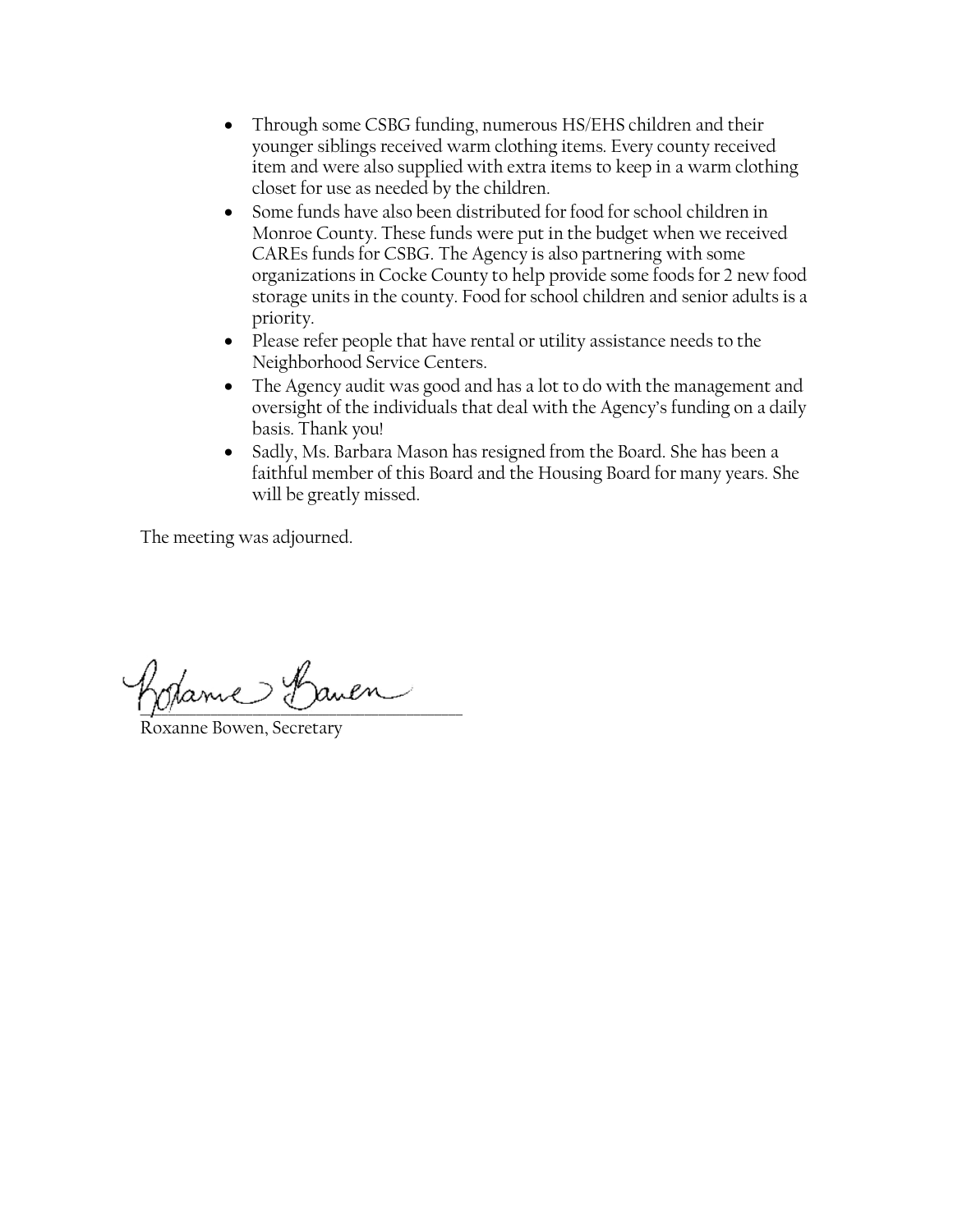- Through some CSBG funding, numerous HS/EHS children and their younger siblings received warm clothing items. Every county received item and were also supplied with extra items to keep in a warm clothing closet for use as needed by the children.
- Some funds have also been distributed for food for school children in Monroe County. These funds were put in the budget when we received CAREs funds for CSBG. The Agency is also partnering with some organizations in Cocke County to help provide some foods for 2 new food storage units in the county. Food for school children and senior adults is a priority.
- Please refer people that have rental or utility assistance needs to the Neighborhood Service Centers.
- The Agency audit was good and has a lot to do with the management and oversight of the individuals that deal with the Agency's funding on a daily basis. Thank you!
- Sadly, Ms. Barbara Mason has resigned from the Board. She has been a faithful member of this Board and the Housing Board for many years. She will be greatly missed.

The meeting was adjourned.

Roxanne Bowen, Secretary